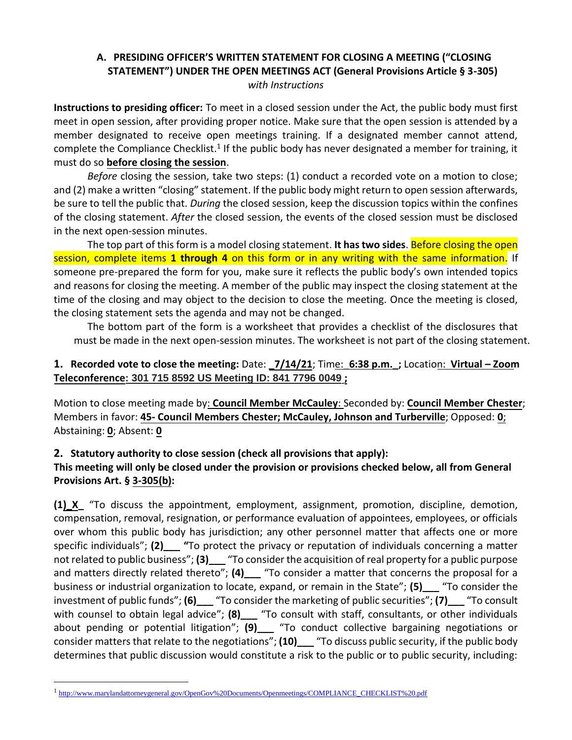## A. PRESIDING OFFICER'S WRITTEN STATEMENT FOR CLOSING A MEETING ("CLOSING STATEMENT") UNDER THE OPEN MEETINGS ACT (General Provisions Article § 3-305)

*with Instructions*

**Instructions to presiding officer:** To meet in a closed session under the Act, the public body must first meet in open session, after providing proper notice. Make sure that the open session is attended by a member designated to receive open meetings training. If a designated member cannot attend, complete the Compliance Checklist.[1] If the public body has never designated a member for training, it must do so **before closing the session**.

*Before* closing the session, take two steps: (1) conduct a recorded vote on a motion to close; and (2) make a written "closing" statement. If the public body might return to open session afterwards, be sure to tell the public that. *During* the closed session, keep the discussion topics within the confines of the closing statement. *After* the closed session, the events of the closed session must be disclosed in the next open-session minutes.

The top part of this form is a model closing statement. **It has two sides**. Before closing the open session, complete items **1 through 4** on this form or in any writing with the same information. If someone pre-prepared the form for you, make sure it reflects the public body's own intended topics and reasons for closing the meeting. A member of the public may inspect the closing statement at the time of the closing and may object to the decision to close the meeting. Once the meeting is closed, the closing statement sets the agenda and may not be changed.

The bottom part of the form is a worksheet that provides a checklist of the disclosures that must be made in the next open-session minutes. The worksheet is not part of the closing statement.

**1. Recorded vote to close the meeting:** Date: **_7/14/21**; Time: **6:38 p.m.**; Location: **Virtual – Zoom Teleconference: 301 715 8592 US Meeting ID: 841 7796 0049 ;**

Motion to close meeting made by: **Council Member McCauley**: Seconded by: **Council Member Chester**; Members in favor: **45- Council Members Chester; McCauley, Johnson and Turberville**; Opposed: **0**; Abstaining: **0**; Absent: **0**

**2. Statutory authority to close session (check all provisions that apply):**
**This meeting will only be closed under the provision or provisions checked below, all from General Provisions Art. § 3-305(b):**

**(1)_X_** "To discuss the appointment, employment, assignment, promotion, discipline, demotion, compensation, removal, resignation, or performance evaluation of appointees, employees, or officials over whom this public body has jurisdiction; any other personnel matter that affects one or more specific individuals"; **(2)___** "To protect the privacy or reputation of individuals concerning a matter not related to public business"; **(3)___** "To consider the acquisition of real property for a public purpose and matters directly related thereto"; **(4)___** "To consider a matter that concerns the proposal for a business or industrial organization to locate, expand, or remain in the State"; **(5)___** "To consider the investment of public funds"; **(6)___** "To consider the marketing of public securities"; **(7)___** "To consult with counsel to obtain legal advice"; **(8)___** "To consult with staff, consultants, or other individuals about pending or potential litigation"; **(9)___** "To conduct collective bargaining negotiations or consider matters that relate to the negotiations"; **(10)___** "To discuss public security, if the public body determines that public discussion would constitute a risk to the public or to public security, including:

---

[1] http://www.marylandattorneygeneral.gov/OpenGov%20Documents/Openmeetings/COMPLIANCE_CHECKLIST%20.pdf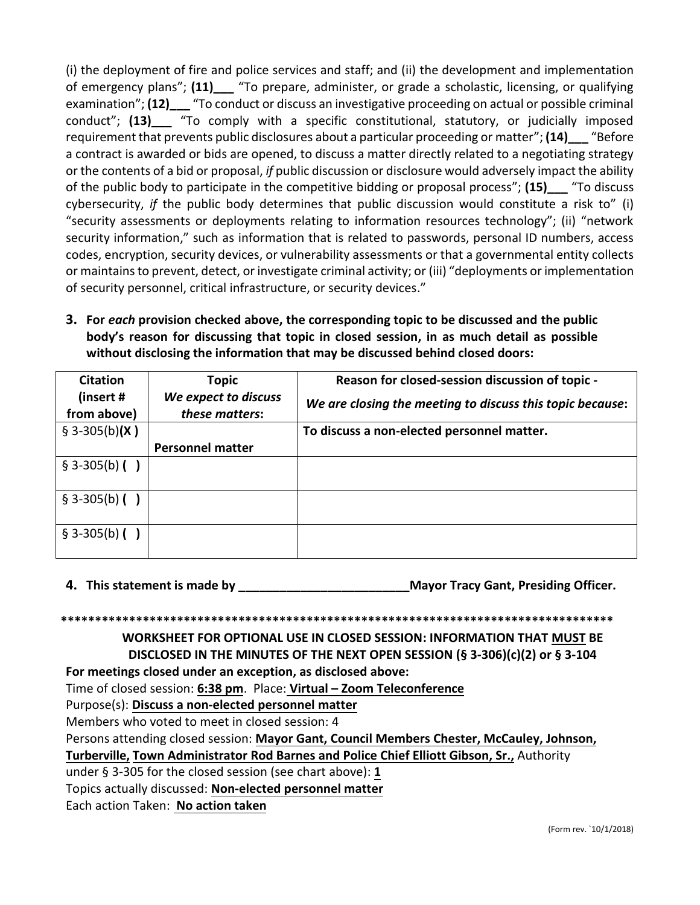(i) the deployment of fire and police services and staff; and (ii) the development and implementation of emergency plans"; **(11)___** "To prepare, administer, or grade a scholastic, licensing, or qualifying examination"; **(12)___** "To conduct or discuss an investigative proceeding on actual or possible criminal conduct"; **(13)___** "To comply with a specific constitutional, statutory, or judicially imposed requirement that prevents public disclosures about a particular proceeding or matter"; **(14)___** "Before a contract is awarded or bids are opened, to discuss a matter directly related to a negotiating strategy or the contents of a bid or proposal, *if* public discussion or disclosure would adversely impact the ability of the public body to participate in the competitive bidding or proposal process"; **(15)___** "To discuss cybersecurity, *if* the public body determines that public discussion would constitute a risk to" (i) "security assessments or deployments relating to information resources technology"; (ii) "network security information," such as information that is related to passwords, personal ID numbers, access codes, encryption, security devices, or vulnerability assessments or that a governmental entity collects or maintains to prevent, detect, or investigate criminal activity; or (iii) "deployments or implementation of security personnel, critical infrastructure, or security devices."

**3. For *each* provision checked above, the corresponding topic to be discussed and the public body's reason for discussing that topic in closed session, in as much detail as possible without disclosing the information that may be discussed behind closed doors:**

| **Citation (insert # from above)** | **Topic** *We expect to discuss these matters*: | **Reason for closed-session discussion of topic -** *We are closing the meeting to discuss this topic because*: |
|---|---|---|
| § 3-305(b)**(X )** | **Personnel matter** | **To discuss a non-elected personnel matter.** |
| § 3-305(b) **( )** | | |
| § 3-305(b) **( )** | | |
| § 3-305(b) **( )** | | |

**4. This statement is made by ________________________Mayor Tracy Gant, Presiding Officer.**

**************************************************************************************

**WORKSHEET FOR OPTIONAL USE IN CLOSED SESSION: INFORMATION THAT MUST BE DISCLOSED IN THE MINUTES OF THE NEXT OPEN SESSION (§ 3-306)(c)(2) or § 3-104**

**For meetings closed under an exception, as disclosed above:**

Time of closed session: **6:38 pm**. Place: **Virtual – Zoom Teleconference**

Purpose(s): **Discuss a non-elected personnel matter**

Members who voted to meet in closed session: 4

Persons attending closed session: **Mayor Gant, Council Members Chester, McCauley, Johnson, Turberville, Town Administrator Rod Barnes and Police Chief Elliott Gibson, Sr.,** Authority under § 3-305 for the closed session (see chart above): **1**

Topics actually discussed: **Non-elected personnel matter**

Each action Taken: **No action taken**

(Form rev. `10/1/2018)